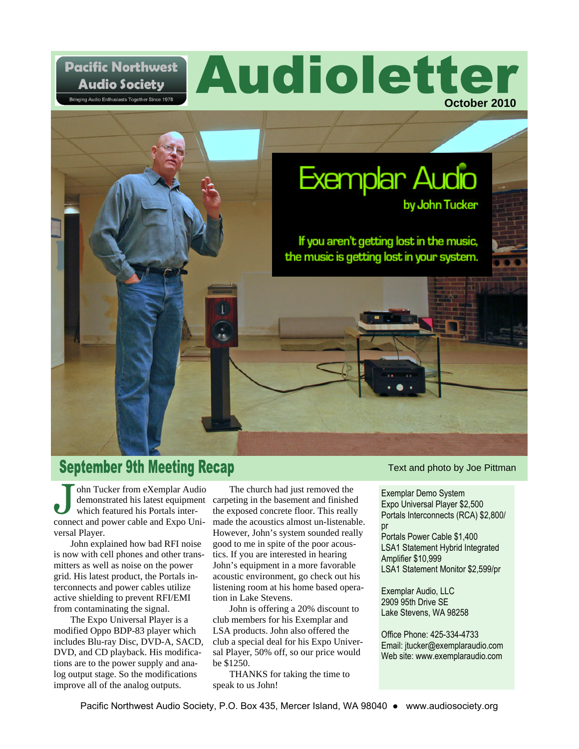# Pacific Northwest Audio Society

Bringing Audio Enthusiasts Together Since 1978

# Audioletter

October 2010

Exemplar Audio
by John Tucker

If you aren't getting lost in the music, the music is getting lost in your system.

## September 9th Meeting Recap

Text and photo by Joe Pittman

John Tucker from eXemplar Audio demonstrated his latest equipment which featured his Portals interconnect and power cable and Expo Universal Player.

John explained how bad RFI noise is now with cell phones and other transmitters as well as noise on the power grid. His latest product, the Portals interconnects and power cables utilize active shielding to prevent RFI/EMI from contaminating the signal.

The Expo Universal Player is a modified Oppo BDP-83 player which includes Blu-ray Disc, DVD-A, SACD, DVD, and CD playback. His modifications are to the power supply and analog output stage. So the modifications improve all of the analog outputs.

The church had just removed the carpeting in the basement and finished the exposed concrete floor. This really made the acoustics almost un-listenable. However, John's system sounded really good to me in spite of the poor acoustics. If you are interested in hearing John's equipment in a more favorable acoustic environment, go check out his listening room at his home based operation in Lake Stevens.

John is offering a 20% discount to club members for his Exemplar and LSA products. John also offered the club a special deal for his Expo Universal Player, 50% off, so our price would be $1250.

THANKS for taking the time to speak to us John!

Exemplar Demo System
Expo Universal Player $2,500
Portals Interconnects (RCA) $2,800/pr
Portals Power Cable $1,400
LSA1 Statement Hybrid Integrated Amplifier $10,999
LSA1 Statement Monitor $2,599/pr

Exemplar Audio, LLC
2909 95th Drive SE
Lake Stevens, WA 98258

Office Phone: 425-334-4733
Email: jtucker@exemplaraudio.com
Web site: www.exemplaraudio.com

Pacific Northwest Audio Society, P.O. Box 435, Mercer Island, WA 98040 ● www.audiosociety.org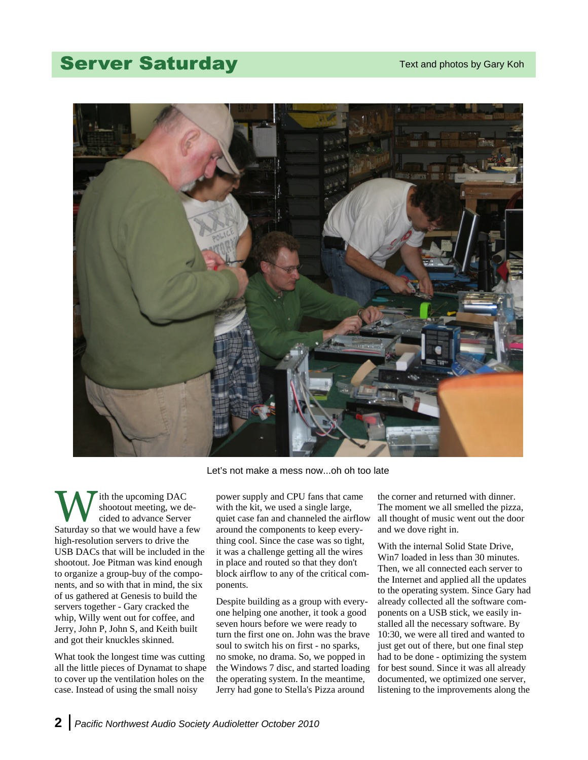# Server Saturday

Text and photos by Gary Koh

Let's not make a mess now...oh oh too late

With the upcoming DAC shootout meeting, we decided to advance Server Saturday so that we would have a few high-resolution servers to drive the USB DACs that will be included in the shootout. Joe Pitman was kind enough to organize a group-buy of the components, and so with that in mind, the six of us gathered at Genesis to build the servers together - Gary cracked the whip, Willy went out for coffee, and Jerry, John P, John S, and Keith built and got their knuckles skinned.

What took the longest time was cutting all the little pieces of Dynamat to shape to cover up the ventilation holes on the case. Instead of using the small noisy power supply and CPU fans that came with the kit, we used a single large, quiet case fan and channeled the airflow around the components to keep everything cool. Since the case was so tight, it was a challenge getting all the wires in place and routed so that they don't block airflow to any of the critical components.

Despite building as a group with everyone helping one another, it took a good seven hours before we were ready to turn the first one on. John was the brave soul to switch his on first - no sparks, no smoke, no drama. So, we popped in the Windows 7 disc, and started loading the operating system. In the meantime, Jerry had gone to Stella's Pizza around the corner and returned with dinner. The moment we all smelled the pizza, all thought of music went out the door and we dove right in.

With the internal Solid State Drive, Win7 loaded in less than 30 minutes. Then, we all connected each server to the Internet and applied all the updates to the operating system. Since Gary had already collected all the software components on a USB stick, we easily installed all the necessary software. By 10:30, we were all tired and wanted to just get out of there, but one final step had to be done - optimizing the system for best sound. Since it was all already documented, we optimized one server, listening to the improvements along the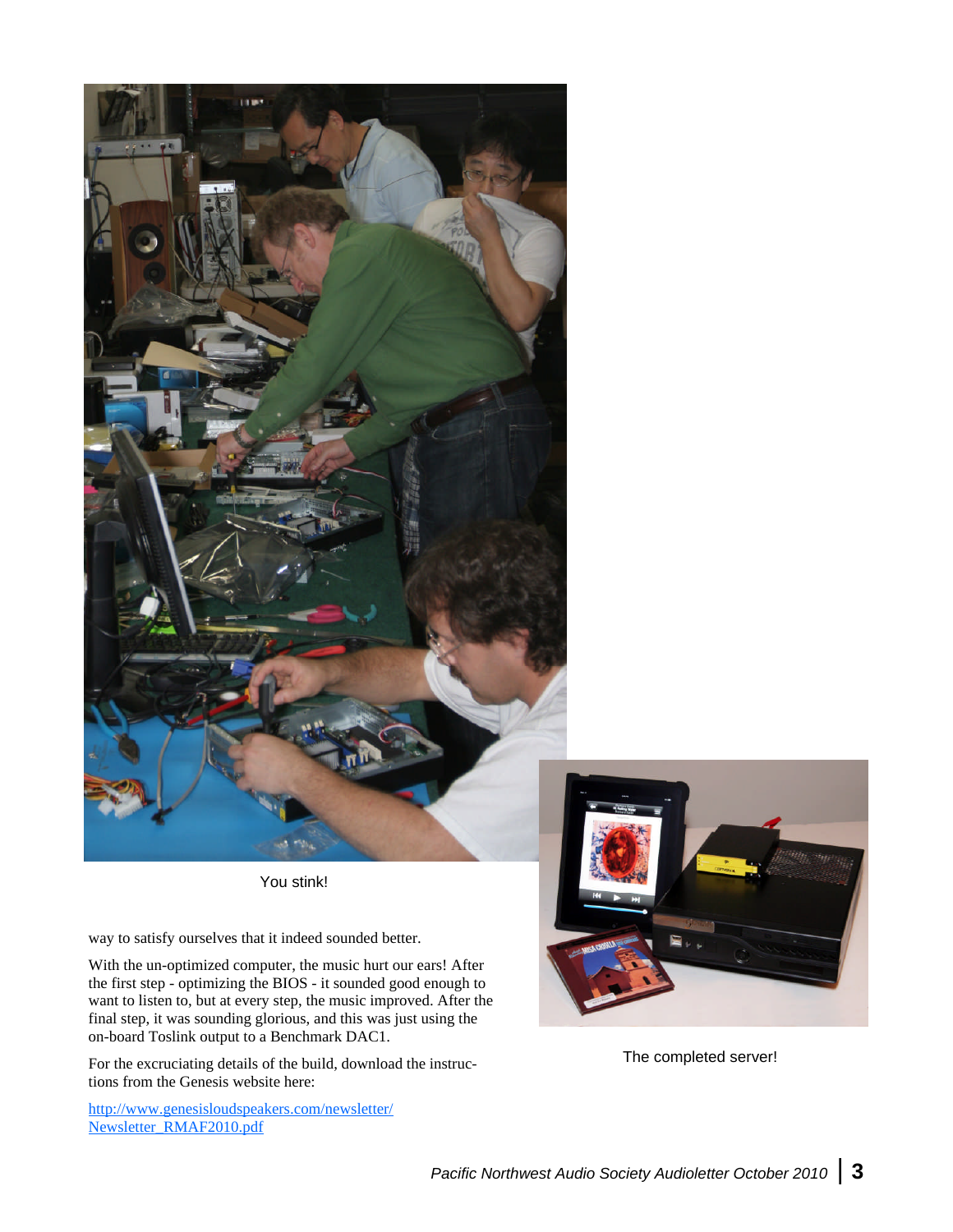You stink!

way to satisfy ourselves that it indeed sounded better.

With the un-optimized computer, the music hurt our ears! After the first step - optimizing the BIOS - it sounded good enough to want to listen to, but at every step, the music improved. After the final step, it was sounding glorious, and this was just using the on-board Toslink output to a Benchmark DAC1.

For the excruciating details of the build, download the instructions from the Genesis website here:

[http://www.genesisloudspeakers.com/newsletter/Newsletter_RMAF2010.pdf](http://www.genesisloudspeakers.com/newsletter/Newsletter_RMAF2010.pdf)

The completed server!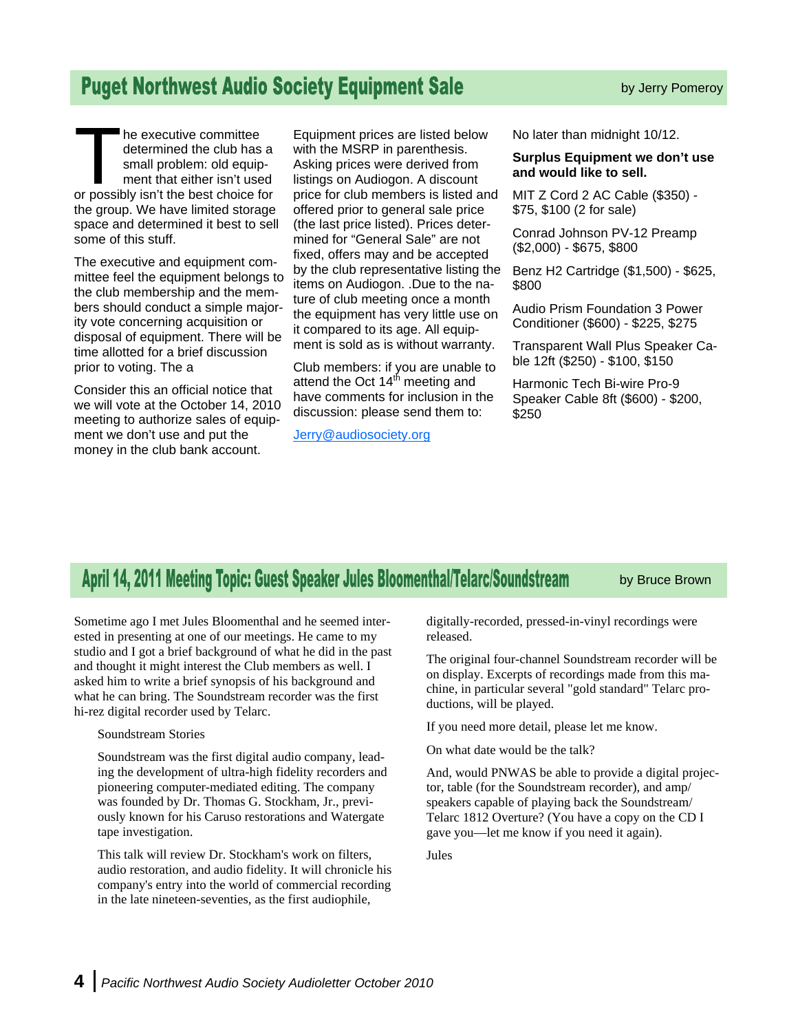## Puget Northwest Audio Society Equipment Sale

by Jerry Pomeroy

The executive committee determined the club has a small problem: old equipment that either isn't used or possibly isn't the best choice for the group. We have limited storage space and determined it best to sell some of this stuff.

The executive and equipment committee feel the equipment belongs to the club membership and the members should conduct a simple majority vote concerning acquisition or disposal of equipment. There will be time allotted for a brief discussion prior to voting. The a

Consider this an official notice that we will vote at the October 14, 2010 meeting to authorize sales of equipment we don't use and put the money in the club bank account.

Equipment prices are listed below with the MSRP in parenthesis. Asking prices were derived from listings on Audiogon. A discount price for club members is listed and offered prior to general sale price (the last price listed). Prices determined for "General Sale" are not fixed, offers may and be accepted by the club representative listing the items on Audiogon. .Due to the nature of club meeting once a month the equipment has very little use on it compared to its age. All equipment is sold as is without warranty.

Club members: if you are unable to attend the Oct 14th meeting and have comments for inclusion in the discussion: please send them to:

Jerry@audiosociety.org

No later than midnight 10/12.

**Surplus Equipment we don't use and would like to sell.**

MIT Z Cord 2 AC Cable ($350) - $75, $100 (2 for sale)

Conrad Johnson PV-12 Preamp ($2,000) - $675, $800

Benz H2 Cartridge ($1,500) - $625, $800

Audio Prism Foundation 3 Power Conditioner ($600) - $225, $275

Transparent Wall Plus Speaker Cable 12ft ($250) - $100, $150

Harmonic Tech Bi-wire Pro-9 Speaker Cable 8ft ($600) - $200, $250

## April 14, 2011 Meeting Topic: Guest Speaker Jules Bloomenthal/Telarc/Soundstream

by Bruce Brown

Sometime ago I met Jules Bloomenthal and he seemed interested in presenting at one of our meetings. He came to my studio and I got a brief background of what he did in the past and thought it might interest the Club members as well. I asked him to write a brief synopsis of his background and what he can bring. The Soundstream recorder was the first hi-rez digital recorder used by Telarc.

> Soundstream Stories
>
> Soundstream was the first digital audio company, leading the development of ultra-high fidelity recorders and pioneering computer-mediated editing. The company was founded by Dr. Thomas G. Stockham, Jr., previously known for his Caruso restorations and Watergate tape investigation.
>
> This talk will review Dr. Stockham's work on filters, audio restoration, and audio fidelity. It will chronicle his company's entry into the world of commercial recording in the late nineteen-seventies, as the first audiophile, digitally-recorded, pressed-in-vinyl recordings were released.
>
> The original four-channel Soundstream recorder will be on display. Excerpts of recordings made from this machine, in particular several "gold standard" Telarc productions, will be played.
>
> If you need more detail, please let me know.
>
> On what date would be the talk?
>
> And, would PNWAS be able to provide a digital projector, table (for the Soundstream recorder), and amp/speakers capable of playing back the Soundstream/Telarc 1812 Overture? (You have a copy on the CD I gave you—let me know if you need it again).
>
> Jules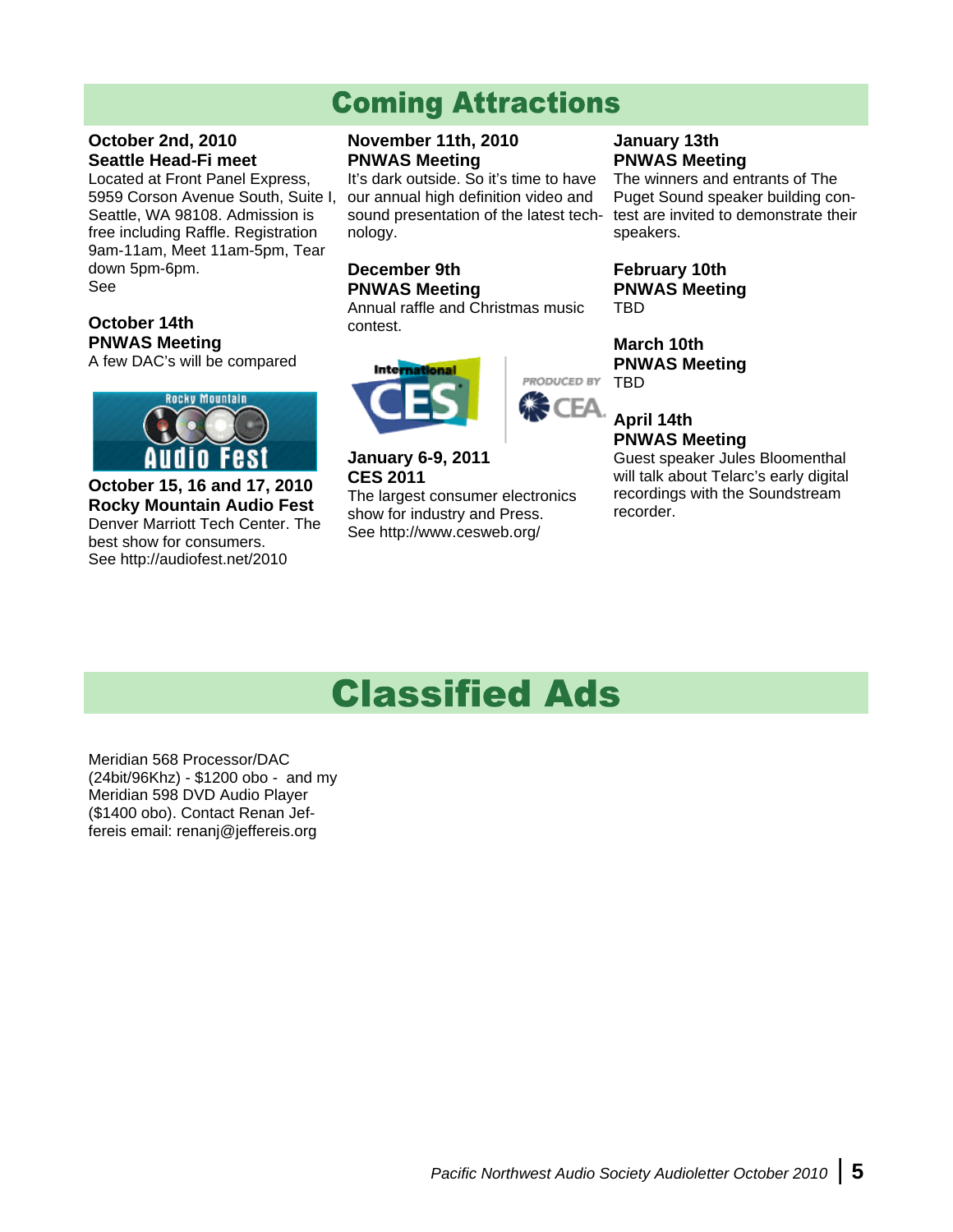# Coming Attractions

**October 2nd, 2010**
**Seattle Head-Fi meet**
Located at Front Panel Express, 5959 Corson Avenue South, Suite I, Seattle, WA 98108. Admission is free including Raffle. Registration 9am-11am, Meet 11am-5pm, Tear down 5pm-6pm.
See

**October 14th**
**PNWAS Meeting**
A few DAC's will be compared

**October 15, 16 and 17, 2010**
**Rocky Mountain Audio Fest**
Denver Marriott Tech Center. The best show for consumers.
See http://audiofest.net/2010

**November 11th, 2010**
**PNWAS Meeting**
It's dark outside. So it's time to have our annual high definition video and sound presentation of the latest technology.

**December 9th**
**PNWAS Meeting**
Annual raffle and Christmas music contest.

**January 6-9, 2011**
**CES 2011**
The largest consumer electronics show for industry and Press.
See http://www.cesweb.org/

**January 13th**
**PNWAS Meeting**
The winners and entrants of The Puget Sound speaker building contest are invited to demonstrate their speakers.

**February 10th**
**PNWAS Meeting**
TBD

**March 10th**
**PNWAS Meeting**
TBD

**April 14th**
**PNWAS Meeting**
Guest speaker Jules Bloomenthal will talk about Telarc's early digital recordings with the Soundstream recorder.

# Classified Ads

Meridian 568 Processor/DAC (24bit/96Khz) - $1200 obo - and my Meridian 598 DVD Audio Player ($1400 obo). Contact Renan Jeffereis email: renanj@jeffereis.org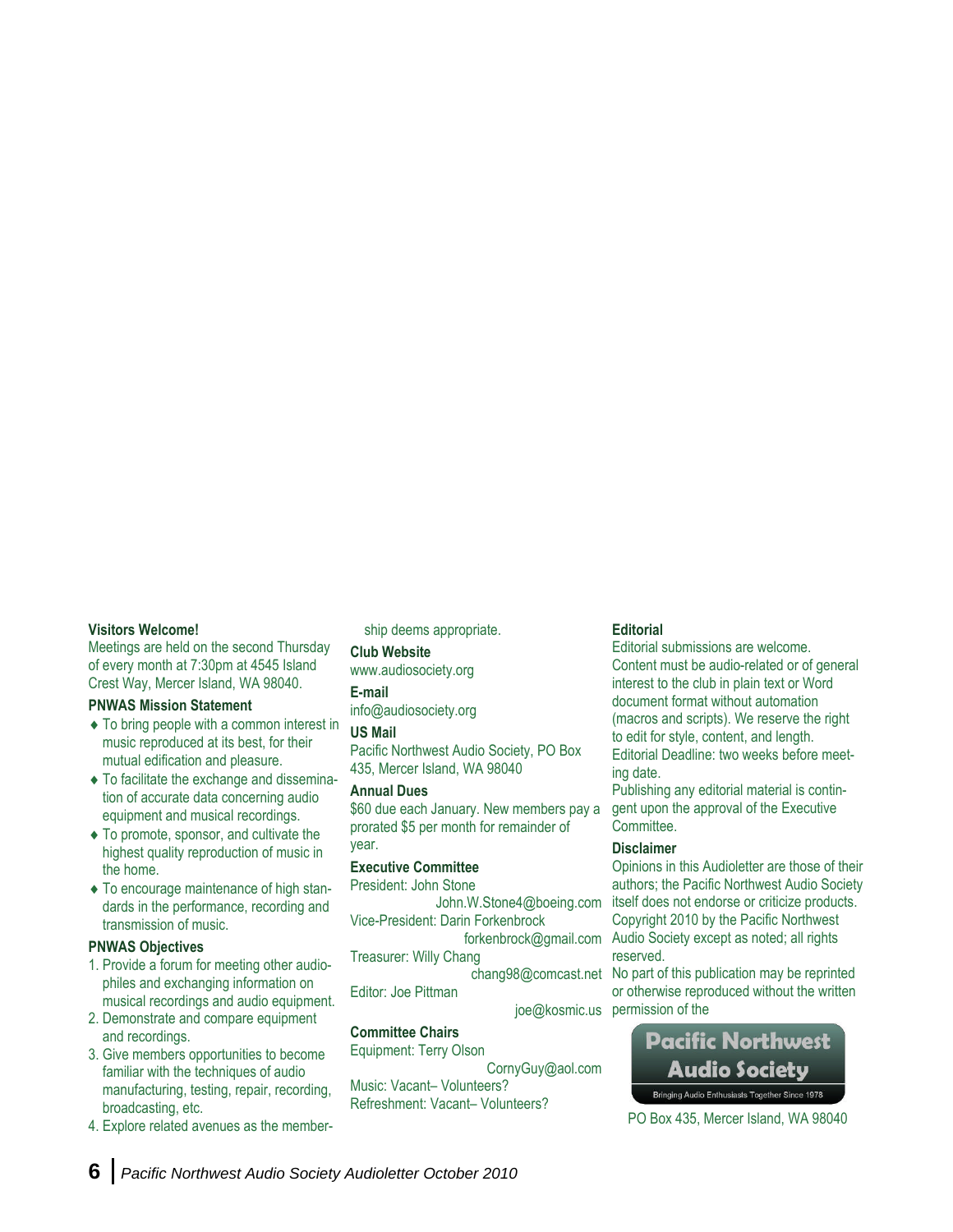**Visitors Welcome!**

Meetings are held on the second Thursday of every month at 7:30pm at 4545 Island Crest Way, Mercer Island, WA 98040.

**PNWAS Mission Statement**

- To bring people with a common interest in music reproduced at its best, for their mutual edification and pleasure.
- To facilitate the exchange and dissemination of accurate data concerning audio equipment and musical recordings.
- To promote, sponsor, and cultivate the highest quality reproduction of music in the home.
- To encourage maintenance of high standards in the performance, recording and transmission of music.

**PNWAS Objectives**

1. Provide a forum for meeting other audiophiles and exchanging information on musical recordings and audio equipment.
2. Demonstrate and compare equipment and recordings.
3. Give members opportunities to become familiar with the techniques of audio manufacturing, testing, repair, recording, broadcasting, etc.
4. Explore related avenues as the membership deems appropriate.

**Club Website**

www.audiosociety.org

**E-mail**

info@audiosociety.org

**US Mail**

Pacific Northwest Audio Society, PO Box 435, Mercer Island, WA 98040

**Annual Dues**

$60 due each January. New members pay a prorated $5 per month for remainder of year.

**Executive Committee**

President: John Stone
John.W.Stone4@boeing.com

Vice-President: Darin Forkenbrock
forkenbrock@gmail.com

Treasurer: Willy Chang
chang98@comcast.net

Editor: Joe Pittman
joe@kosmic.us

**Committee Chairs**

Equipment: Terry Olson
CornyGuy@aol.com

Music: Vacant– Volunteers?

Refreshment: Vacant– Volunteers?

**Editorial**

Editorial submissions are welcome. Content must be audio-related or of general interest to the club in plain text or Word document format without automation (macros and scripts). We reserve the right to edit for style, content, and length. Editorial Deadline: two weeks before meeting date.

Publishing any editorial material is contingent upon the approval of the Executive Committee.

**Disclaimer**

Opinions in this Audioletter are those of their authors; the Pacific Northwest Audio Society itself does not endorse or criticize products. Copyright 2010 by the Pacific Northwest Audio Society except as noted; all rights reserved.

No part of this publication may be reprinted or otherwise reproduced without the written permission of the

**Pacific Northwest Audio Society**

Bringing Audio Enthusiasts Together Since 1978

PO Box 435, Mercer Island, WA 98040